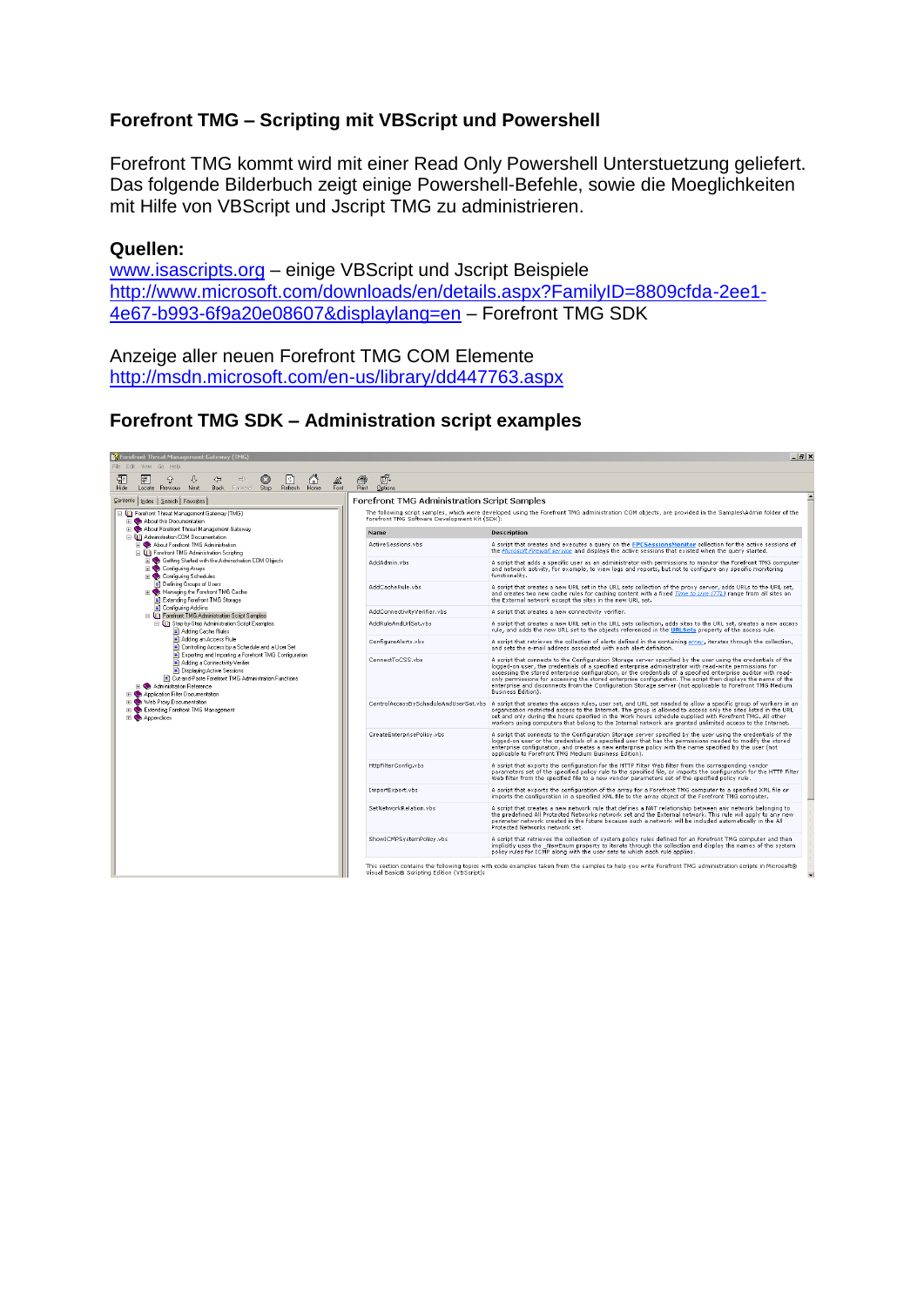### Forefront TMG – Scripting mit VBScript und Powershell

Forefront TMG kommt wird mit einer Read Only Powershell Unterstuetzung geliefert. Das folgende Bilderbuch zeigt einige Powershell-Befehle, sowie die Moeglichkeiten mit Hilfe von VBScript und Jscript TMG zu administrieren.

**Quellen:**

www.isascripts.org – einige VBScript und Jscript Beispiele
http://www.microsoft.com/downloads/en/details.aspx?FamilyID=8809cfda-2ee1-4e67-b993-6f9a20e08607&displaylang=en – Forefront TMG SDK

Anzeige aller neuen Forefront TMG COM Elemente
http://msdn.microsoft.com/en-us/library/dd447763.aspx

### Forefront TMG SDK – Administration script examples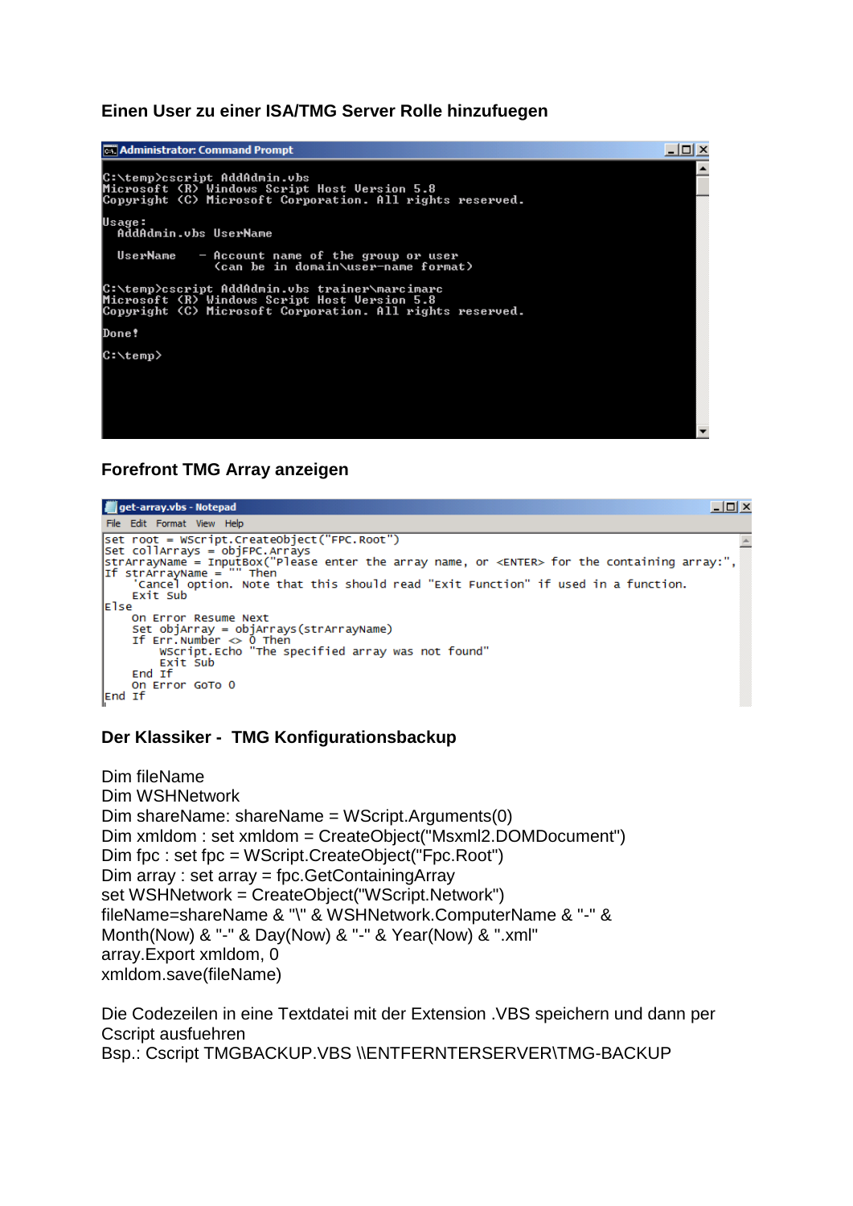### Einen User zu einer ISA/TMG Server Rolle hinzufuegen

```
Administrator: Command Prompt

C:\temp>cscript AddAdmin.vbs
Microsoft (R) Windows Script Host Version 5.8
Copyright (C) Microsoft Corporation. All rights reserved.

Usage:
   AddAdmin.vbs UserName

   UserName    - Account name of the group or user
                 (can be in domain\user-name format)

C:\temp>cscript AddAdmin.vbs trainer\marcimarc
Microsoft (R) Windows Script Host Version 5.8
Copyright (C) Microsoft Corporation. All rights reserved.

Done!

C:\temp>
```

### Forefront TMG Array anzeigen

```
get-array.vbs - Notepad
File  Edit  Format  View  Help

Set root = WScript.CreateObject("FPC.Root")
Set collArrays = objFPC.Arrays
strArrayName = InputBox("Please enter the array name, or <ENTER> for the containing array:",
If strArrayName = "" Then
     'Cancel option. Note that this should read "Exit Function" if used in a function.
     Exit Sub
Else
     On Error Resume Next
     Set objArray = objArrays(strArrayName)
     If Err.Number <> 0 Then
         WScript.Echo "The specified array was not found"
         Exit Sub
     End If
     On Error GoTo 0
End If
```

### Der Klassiker - TMG Konfigurationsbackup

```
Dim fileName
Dim WSHNetwork
Dim shareName: shareName = WScript.Arguments(0)
Dim xmldom : set xmldom = CreateObject("Msxml2.DOMDocument")
Dim fpc : set fpc = WScript.CreateObject("Fpc.Root")
Dim array : set array = fpc.GetContainingArray
set WSHNetwork = CreateObject("WScript.Network")
fileName=shareName & "\" & WSHNetwork.ComputerName & "-" &
Month(Now) & "-" & Day(Now) & "-" & Year(Now) & ".xml"
array.Export xmldom, 0
xmldom.save(fileName)
```

Die Codezeilen in eine Textdatei mit der Extension .VBS speichern und dann per Cscript ausfuehren
Bsp.: Cscript TMGBACKUP.VBS \\ENTFERNTERSERVER\TMG-BACKUP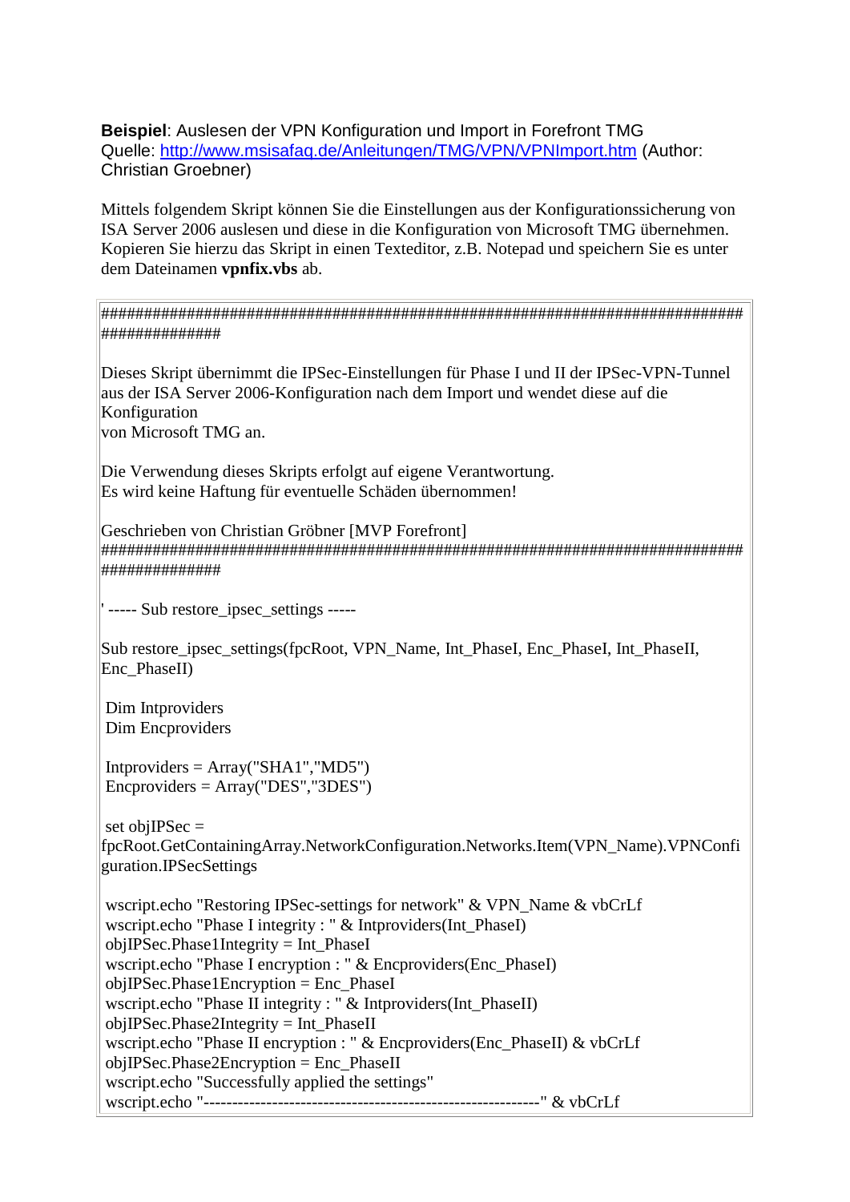**Beispiel**: Auslesen der VPN Konfiguration und Import in Forefront TMG
Quelle: [http://www.msisafaq.de/Anleitungen/TMG/VPN/VPNImport.htm](http://www.msisafaq.de/Anleitungen/TMG/VPN/VPNImport.htm) (Author: Christian Groebner)

Mittels folgendem Skript können Sie die Einstellungen aus der Konfigurationssicherung von ISA Server 2006 auslesen und diese in die Konfiguration von Microsoft TMG übernehmen. Kopieren Sie hierzu das Skript in einen Texteditor, z.B. Notepad und speichern Sie es unter dem Dateinamen **vpnfix.vbs** ab.

```
##############################################################################
##############

Dieses Skript übernimmt die IPSec-Einstellungen für Phase I und II der IPSec-VPN-Tunnel
aus der ISA Server 2006-Konfiguration nach dem Import und wendet diese auf die
Konfiguration
von Microsoft TMG an.

Die Verwendung dieses Skripts erfolgt auf eigene Verantwortung.
Es wird keine Haftung für eventuelle Schäden übernommen!

Geschrieben von Christian Gröbner [MVP Forefront]
##############################################################################
##############

' ----- Sub restore_ipsec_settings -----

Sub restore_ipsec_settings(fpcRoot, VPN_Name, Int_PhaseI, Enc_PhaseI, Int_PhaseII,
Enc_PhaseII)

 Dim Intproviders
 Dim Encproviders

 Intproviders = Array("SHA1","MD5")
 Encproviders = Array("DES","3DES")

 set objIPSec =
fpcRoot.GetContainingArray.NetworkConfiguration.Networks.Item(VPN_Name).VPNConfi
guration.IPSecSettings

 wscript.echo "Restoring IPSec-settings for network" & VPN_Name & vbCrLf
 wscript.echo "Phase I integrity : " & Intproviders(Int_PhaseI)
 objIPSec.Phase1Integrity = Int_PhaseI
 wscript.echo "Phase I encryption : " & Encproviders(Enc_PhaseI)
 objIPSec.Phase1Encryption = Enc_PhaseI
 wscript.echo "Phase II integrity : " & Intproviders(Int_PhaseII)
 objIPSec.Phase2Integrity = Int_PhaseII
 wscript.echo "Phase II encryption : " & Encproviders(Enc_PhaseII) & vbCrLf
 objIPSec.Phase2Encryption = Enc_PhaseII
 wscript.echo "Successfully applied the settings"
 wscript.echo "-----------------------------------------------------------" & vbCrLf
```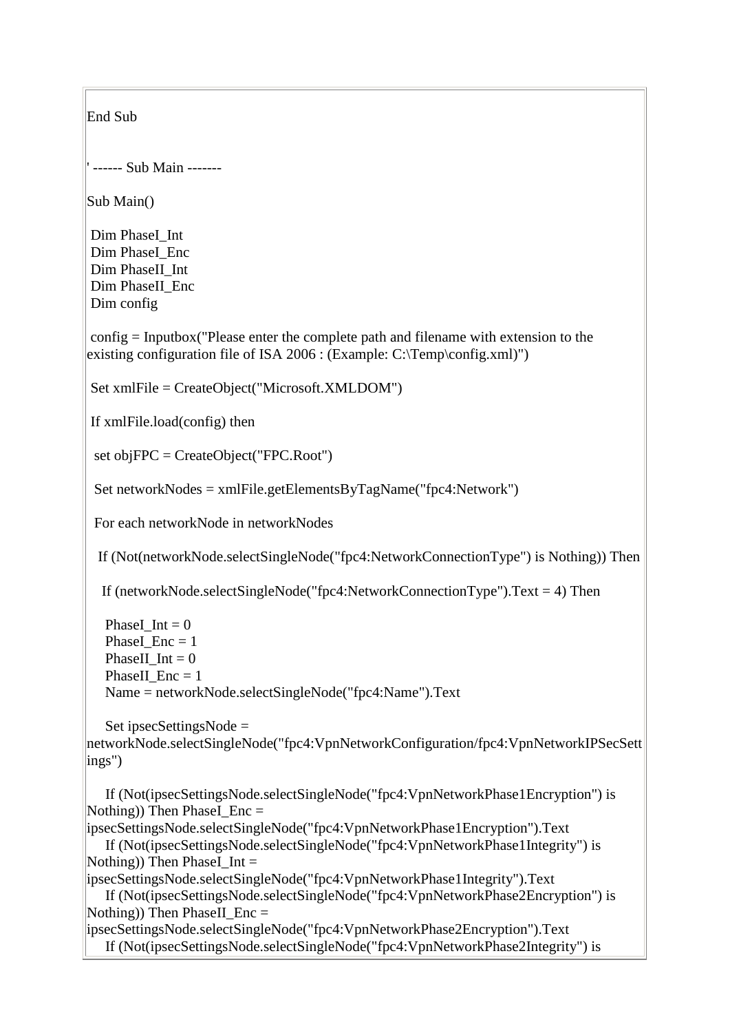```
End Sub


' ------ Sub Main -------

Sub Main()

 Dim PhaseI_Int
 Dim PhaseI_Enc
 Dim PhaseII_Int
 Dim PhaseII_Enc
 Dim config

 config = Inputbox("Please enter the complete path and filename with extension to the existing configuration file of ISA 2006 : (Example: C:\Temp\config.xml)")

 Set xmlFile = CreateObject("Microsoft.XMLDOM")

 If xmlFile.load(config) then

  set objFPC = CreateObject("FPC.Root")

  Set networkNodes = xmlFile.getElementsByTagName("fpc4:Network")

  For each networkNode in networkNodes

   If (Not(networkNode.selectSingleNode("fpc4:NetworkConnectionType") is Nothing)) Then

    If (networkNode.selectSingleNode("fpc4:NetworkConnectionType").Text = 4) Then

     PhaseI_Int = 0
     PhaseI_Enc = 1
     PhaseII_Int = 0
     PhaseII_Enc = 1
     Name = networkNode.selectSingleNode("fpc4:Name").Text

     Set ipsecSettingsNode =
networkNode.selectSingleNode("fpc4:VpnNetworkConfiguration/fpc4:VpnNetworkIPSecSettings")

     If (Not(ipsecSettingsNode.selectSingleNode("fpc4:VpnNetworkPhase1Encryption") is Nothing)) Then PhaseI_Enc =
ipsecSettingsNode.selectSingleNode("fpc4:VpnNetworkPhase1Encryption").Text
     If (Not(ipsecSettingsNode.selectSingleNode("fpc4:VpnNetworkPhase1Integrity") is Nothing)) Then PhaseI_Int =
ipsecSettingsNode.selectSingleNode("fpc4:VpnNetworkPhase1Integrity").Text
     If (Not(ipsecSettingsNode.selectSingleNode("fpc4:VpnNetworkPhase2Encryption") is Nothing)) Then PhaseII_Enc =
ipsecSettingsNode.selectSingleNode("fpc4:VpnNetworkPhase2Encryption").Text
     If (Not(ipsecSettingsNode.selectSingleNode("fpc4:VpnNetworkPhase2Integrity") is
```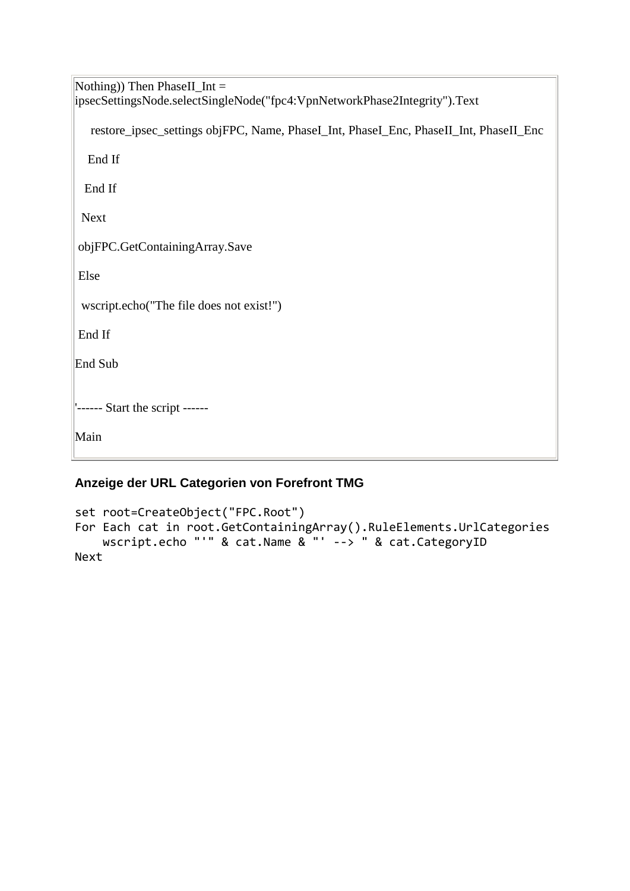```
Nothing)) Then PhaseII_Int =
ipsecSettingsNode.selectSingleNode("fpc4:VpnNetworkPhase2Integrity").Text

    restore_ipsec_settings objFPC, Name, PhaseI_Int, PhaseI_Enc, PhaseII_Int, PhaseII_Enc

   End If

  End If

 Next

 objFPC.GetContainingArray.Save

 Else

  wscript.echo("The file does not exist!")

 End If

End Sub


'------ Start the script ------

Main
```

### Anzeige der URL Categorien von Forefront TMG

```
set root=CreateObject("FPC.Root")
For Each cat in root.GetContainingArray().RuleElements.UrlCategories
    wscript.echo "'" & cat.Name & "' --> " & cat.CategoryID
Next
```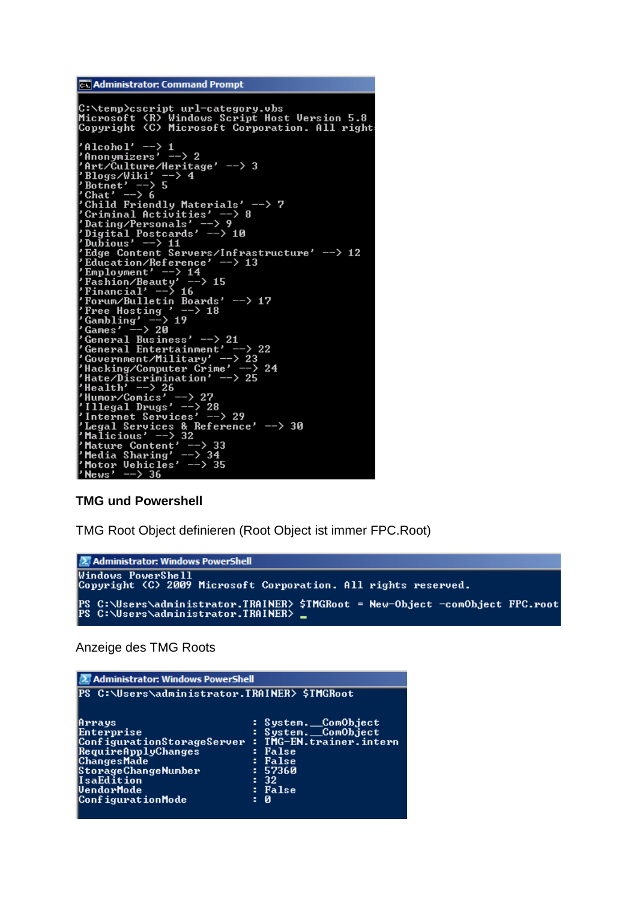```
Administrator: Command Prompt

C:\temp>cscript url-category.vbs
Microsoft (R) Windows Script Host Version 5.8
Copyright (C) Microsoft Corporation. All right

'Alcohol' --> 1
'Anonymizers' --> 2
'Art/Culture/Heritage' --> 3
'Blogs/Wiki' --> 4
'Botnet' --> 5
'Chat' --> 6
'Child Friendly Materials' --> 7
'Criminal Activities' --> 8
'Dating/Personals' --> 9
'Digital Postcards' --> 10
'Dubious' --> 11
'Edge Content Servers/Infrastructure' --> 12
'Education/Reference' --> 13
'Employment' --> 14
'Fashion/Beauty' --> 15
'Financial' --> 16
'Forum/Bulletin Boards' --> 17
'Free Hosting ' --> 18
'Gambling' --> 19
'Games' --> 20
'General Business' --> 21
'General Entertainment' --> 22
'Government/Military' --> 23
'Hacking/Computer Crime' --> 24
'Hate/Discrimination' --> 25
'Health' --> 26
'Humor/Comics' --> 27
'Illegal Drugs' --> 28
'Internet Services' --> 29
'Legal Services & Reference' --> 30
'Malicious' --> 32
'Mature Content' --> 33
'Media Sharing' --> 34
'Motor Vehicles' --> 35
'News' --> 36
```

**TMG und Powershell**

TMG Root Object definieren (Root Object ist immer FPC.Root)

```
Administrator: Windows PowerShell
Windows PowerShell
Copyright (C) 2009 Microsoft Corporation. All rights reserved.

PS C:\Users\administrator.TRAINER> $TMGRoot = New-Object -comObject FPC.root
PS C:\Users\administrator.TRAINER> _
```

Anzeige des TMG Roots

```
Administrator: Windows PowerShell
PS C:\Users\administrator.TRAINER> $TMGRoot

Arrays                           : System.__ComObject
Enterprise                       : System.__ComObject
ConfigurationStorageServer       : TMG-EN.trainer.intern
RequireApplyChanges              : False
ChangesMade                      : False
StorageChangeNumber              : 57360
IsaEdition                       : 32
VendorMode                       : False
ConfigurationMode                : 0
```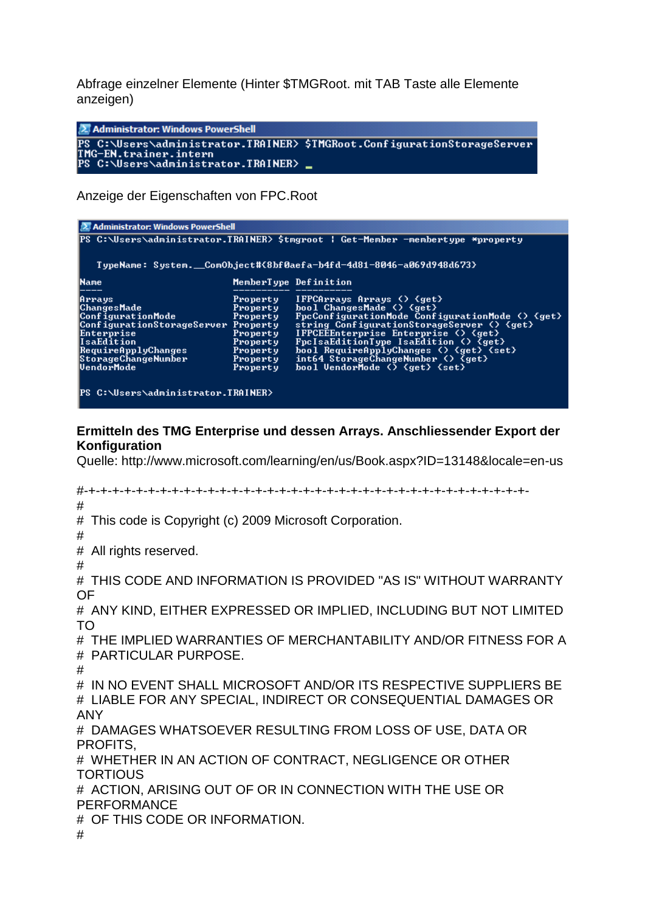Abfrage einzelner Elemente (Hinter $TMGRoot. mit TAB Taste alle Elemente anzeigen)

```
Administrator: Windows PowerShell
PS C:\Users\administrator.TRAINER> $TMGRoot.ConfigurationStorageServer
TMG-EN.trainer.intern
PS C:\Users\administrator.TRAINER> _
```

Anzeige der Eigenschaften von FPC.Root

```
Administrator: Windows PowerShell
PS C:\Users\administrator.TRAINER> $tmgroot | Get-Member -membertype *property

   TypeName: System.__ComObject#{8bf0aefa-b4fd-4d81-8046-a069d948d673}

Name                       MemberType Definition
----                       ---------- ----------
Arrays                     Property   IFPCArrays Arrays () {get}
ChangesMade                Property   bool ChangesMade () {get}
ConfigurationMode          Property   FpcConfigurationMode ConfigurationMode () {get}
ConfigurationStorageServer Property   string ConfigurationStorageServer () {get}
Enterprise                 Property   IFPCEEEnterprise Enterprise () {get}
IsaEdition                 Property   FpcIsaEditionType IsaEdition () {get}
RequireApplyChanges        Property   bool RequireApplyChanges () {get} {set}
StorageChangeNumber        Property   int64 StorageChangeNumber () {get}
VendorMode                 Property   bool VendorMode () {get} {set}

PS C:\Users\administrator.TRAINER>
```

**Ermitteln des TMG Enterprise und dessen Arrays. Anschliessender Export der Konfiguration**

Quelle: http://www.microsoft.com/learning/en/us/Book.aspx?ID=13148&locale=en-us

```
#-+-+-+-+-+-+-+-+-+-+-+-+-+-+-+-+-+-+-+-+-+-+-+-+-+-+-+-+-+-+-+-+-+-+-+-+-+-+-+-+-+-+-+-
#
#  This code is Copyright (c) 2009 Microsoft Corporation.
#
#  All rights reserved.
#
#  THIS CODE AND INFORMATION IS PROVIDED "AS IS" WITHOUT WARRANTY OF
#  ANY KIND, EITHER EXPRESSED OR IMPLIED, INCLUDING BUT NOT LIMITED TO
#  THE IMPLIED WARRANTIES OF MERCHANTABILITY AND/OR FITNESS FOR A
#  PARTICULAR PURPOSE.
#
#  IN NO EVENT SHALL MICROSOFT AND/OR ITS RESPECTIVE SUPPLIERS BE
#  LIABLE FOR ANY SPECIAL, INDIRECT OR CONSEQUENTIAL DAMAGES OR ANY
#  DAMAGES WHATSOEVER RESULTING FROM LOSS OF USE, DATA OR PROFITS,
#  WHETHER IN AN ACTION OF CONTRACT, NEGLIGENCE OR OTHER TORTIOUS
#  ACTION, ARISING OUT OF OR IN CONNECTION WITH THE USE OR PERFORMANCE
#  OF THIS CODE OR INFORMATION.
#
```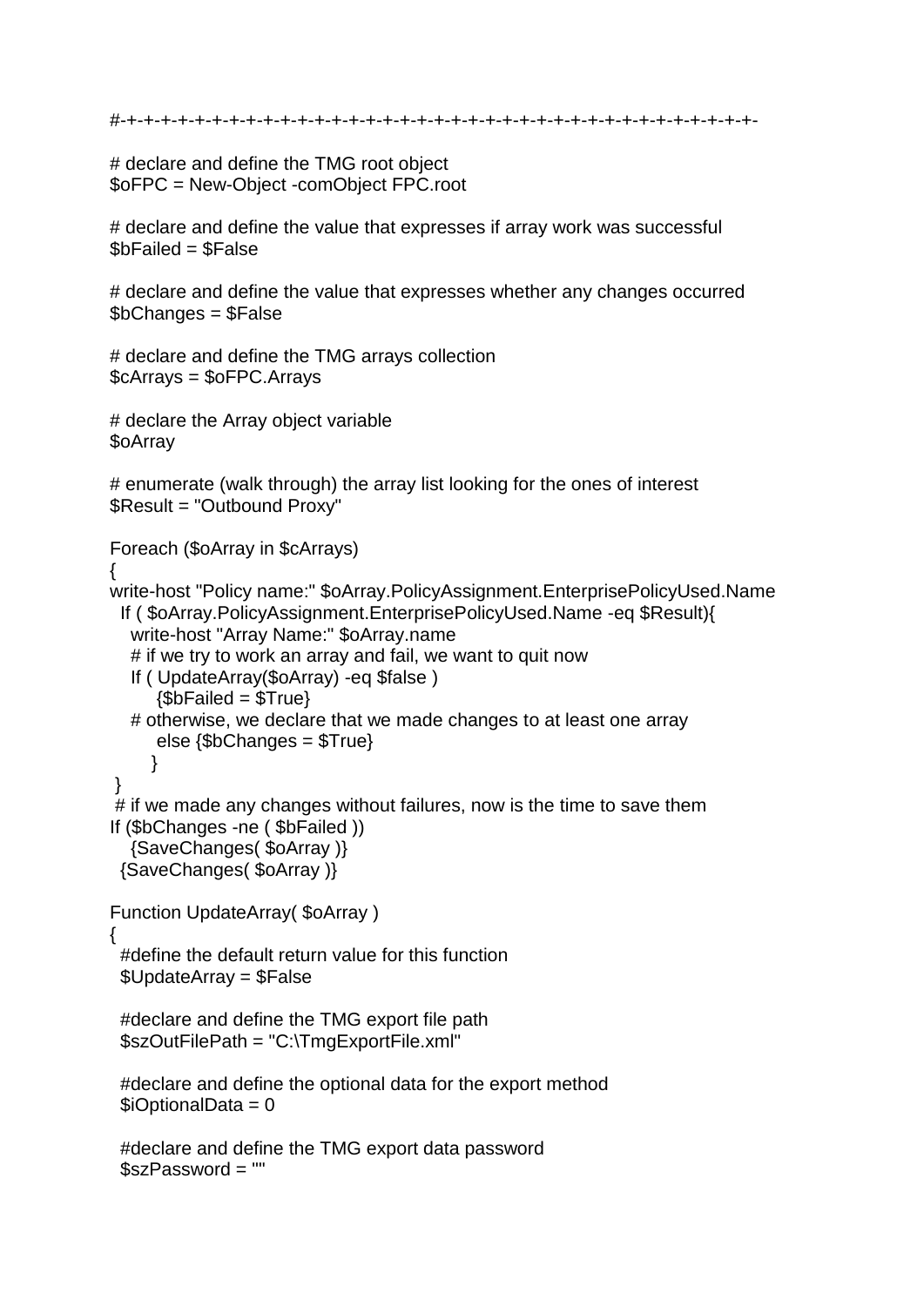```
#-+-+-+-+-+-+-+-+-+-+-+-+-+-+-+-+-+-+-+-+-+-+-+-+-+-+-+-+-+-+-+-+-+-+-+-+-+-+-+-+-+-+-+-

# declare and define the TMG root object
$oFPC = New-Object -comObject FPC.root

# declare and define the value that expresses if array work was successful
$bFailed = $False

# declare and define the value that expresses whether any changes occurred
$bChanges = $False

# declare and define the TMG arrays collection
$cArrays = $oFPC.Arrays

# declare the Array object variable
$oArray

# enumerate (walk through) the array list looking for the ones of interest
$Result = "Outbound Proxy"

Foreach ($oArray in $cArrays)
{
write-host "Policy name:" $oArray.PolicyAssignment.EnterprisePolicyUsed.Name
  If ( $oArray.PolicyAssignment.EnterprisePolicyUsed.Name -eq $Result){
    write-host "Array Name:" $oArray.name
    # if we try to work an array and fail, we want to quit now
    If ( UpdateArray($oArray) -eq $false )
        {$bFailed = $True}
    # otherwise, we declare that we made changes to at least one array
        else {$bChanges = $True}
       }
 }
 # if we made any changes without failures, now is the time to save them
If ($bChanges -ne ( $bFailed ))
    {SaveChanges( $oArray )}
  {SaveChanges( $oArray )}

Function UpdateArray( $oArray )
{
  #define the default return value for this function
  $UpdateArray = $False

  #declare and define the TMG export file path
  $szOutFilePath = "C:\TmgExportFile.xml"

  #declare and define the optional data for the export method
  $iOptionalData = 0

  #declare and define the TMG export data password
  $szPassword = ""
```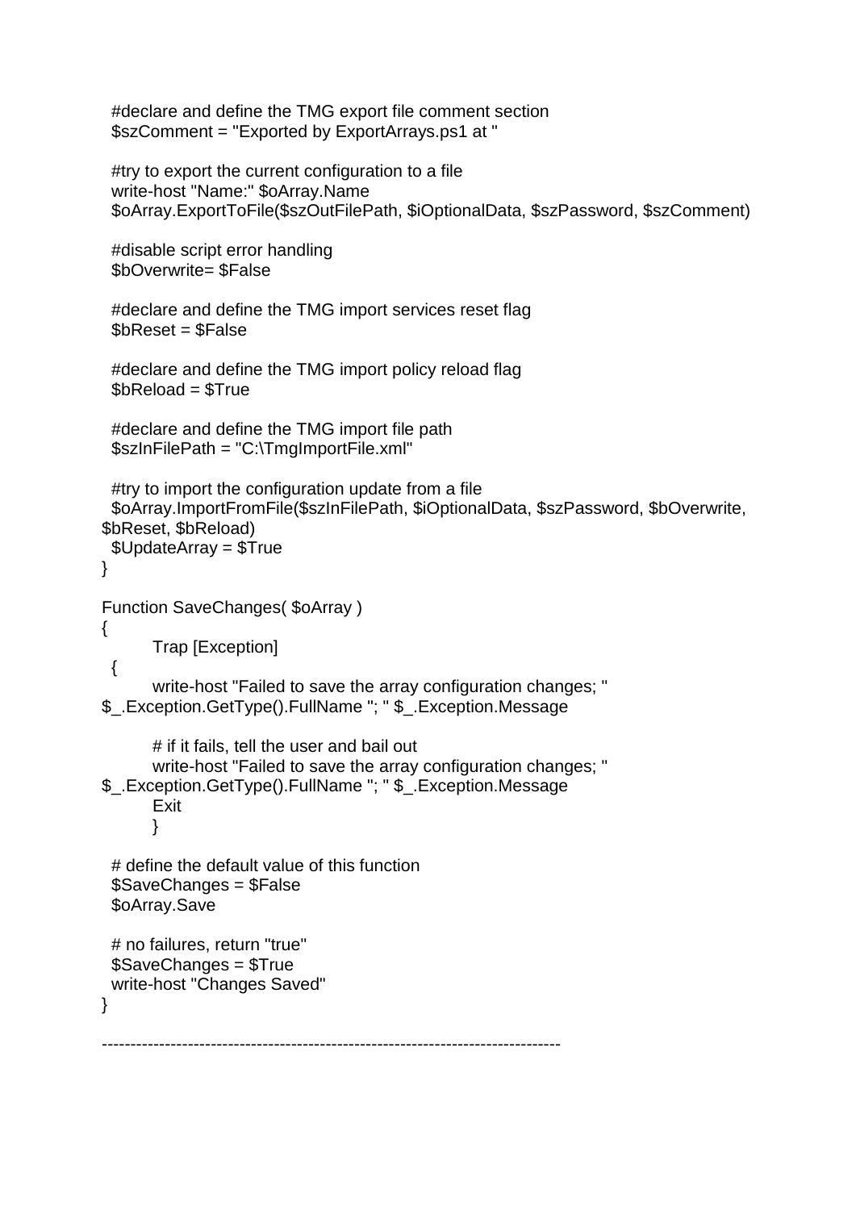```
  #declare and define the TMG export file comment section
  $szComment = "Exported by ExportArrays.ps1 at "

  #try to export the current configuration to a file
  write-host "Name:" $oArray.Name
  $oArray.ExportToFile($szOutFilePath, $iOptionalData, $szPassword, $szComment)

  #disable script error handling
  $bOverwrite= $False

  #declare and define the TMG import services reset flag
  $bReset = $False

  #declare and define the TMG import policy reload flag
  $bReload = $True

  #declare and define the TMG import file path
  $szInFilePath = "C:\TmgImportFile.xml"

  #try to import the configuration update from a file
  $oArray.ImportFromFile($szInFilePath, $iOptionalData, $szPassword, $bOverwrite,
$bReset, $bReload)
  $UpdateArray = $True
}

Function SaveChanges( $oArray )
{
        Trap [Exception]
  {
        write-host "Failed to save the array configuration changes; "
$_.Exception.GetType().FullName "; " $_.Exception.Message

        # if it fails, tell the user and bail out
        write-host "Failed to save the array configuration changes; "
$_.Exception.GetType().FullName "; " $_.Exception.Message
        Exit
        }

  # define the default value of this function
  $SaveChanges = $False
  $oArray.Save

  # no failures, return "true"
  $SaveChanges = $True
  write-host "Changes Saved"
}
```

--------------------------------------------------------------------------------